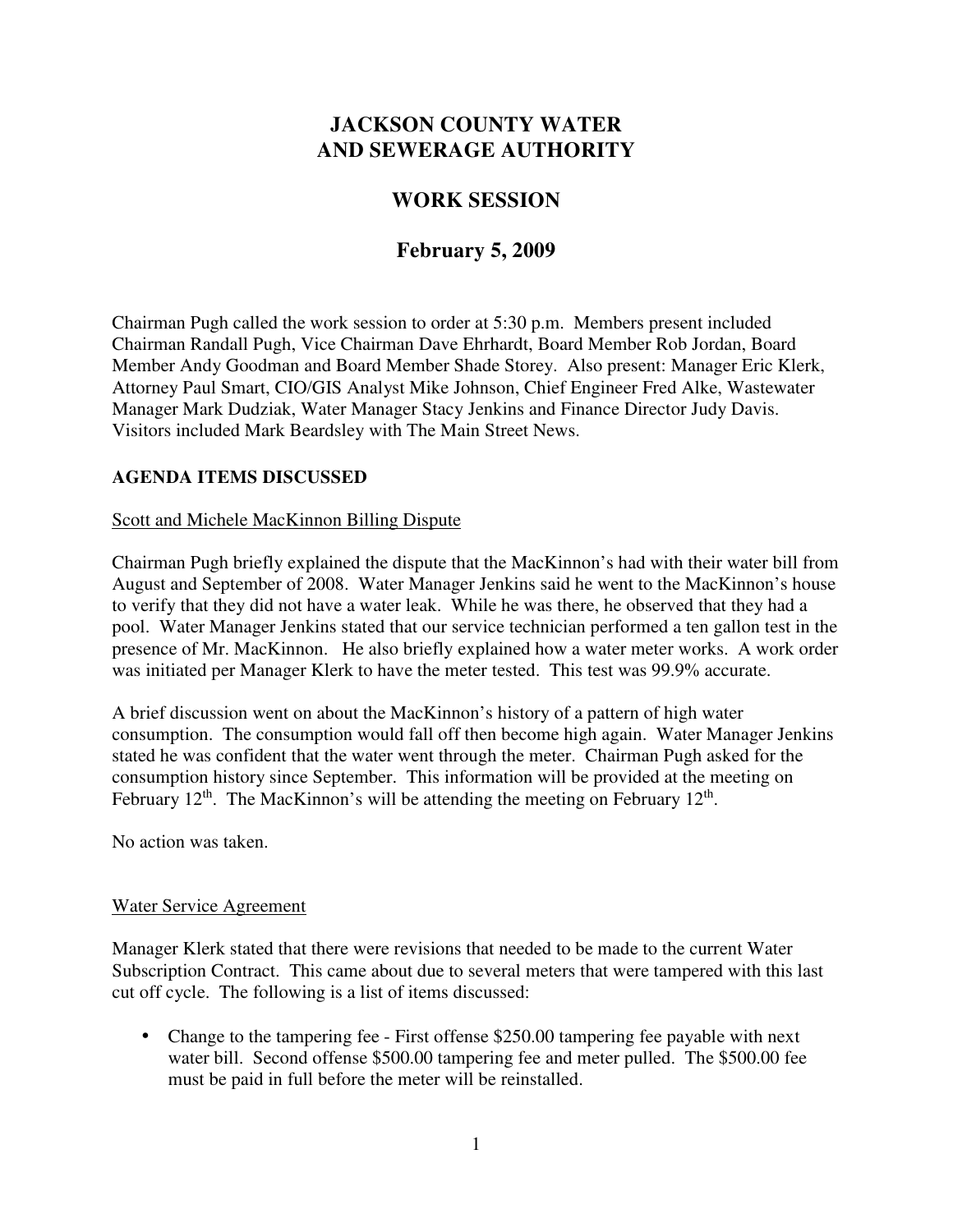# JACKSON COUNTY WATER AND SEWERAGE AUTHORITY

## WORK SESSION

## February 5, 2009

Chairman Pugh called the work session to order at 5:30 p.m. Members present included Chairman Randall Pugh, Vice Chairman Dave Ehrhardt, Board Member Rob Jordan, Board Member Andy Goodman and Board Member Shade Storey. Also present: Manager Eric Klerk, Attorney Paul Smart, CIO/GIS Analyst Mike Johnson, Chief Engineer Fred Alke, Wastewater Manager Mark Dudziak, Water Manager Stacy Jenkins and Finance Director Judy Davis. Visitors included Mark Beardsley with The Main Street News.

**AGENDA ITEMS DISCUSSED**

Scott and Michele MacKinnon Billing Dispute

Chairman Pugh briefly explained the dispute that the MacKinnon's had with their water bill from August and September of 2008. Water Manager Jenkins said he went to the MacKinnon's house to verify that they did not have a water leak. While he was there, he observed that they had a pool. Water Manager Jenkins stated that our service technician performed a ten gallon test in the presence of Mr. MacKinnon. He also briefly explained how a water meter works. A work order was initiated per Manager Klerk to have the meter tested. This test was 99.9% accurate.

A brief discussion went on about the MacKinnon's history of a pattern of high water consumption. The consumption would fall off then become high again. Water Manager Jenkins stated he was confident that the water went through the meter. Chairman Pugh asked for the consumption history since September. This information will be provided at the meeting on February 12th. The MacKinnon's will be attending the meeting on February 12th.

No action was taken.

Water Service Agreement

Manager Klerk stated that there were revisions that needed to be made to the current Water Subscription Contract. This came about due to several meters that were tampered with this last cut off cycle. The following is a list of items discussed:

- Change to the tampering fee - First offense $250.00 tampering fee payable with next water bill. Second offense $500.00 tampering fee and meter pulled. The $500.00 fee must be paid in full before the meter will be reinstalled.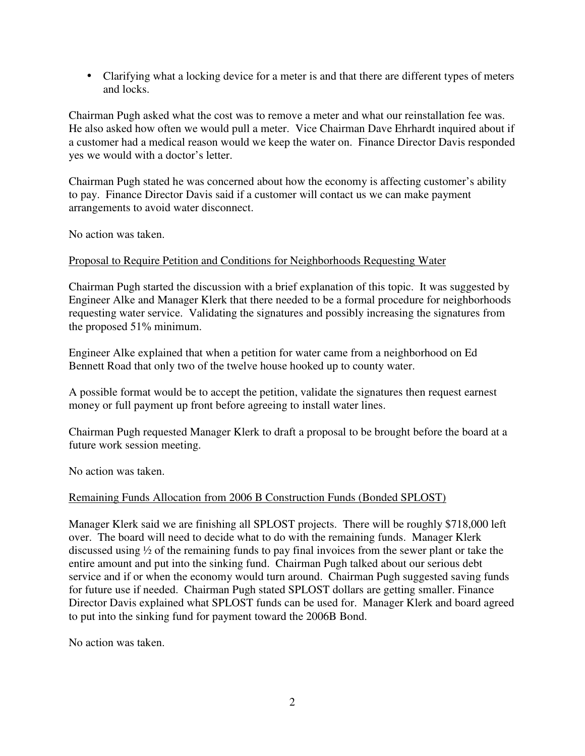- Clarifying what a locking device for a meter is and that there are different types of meters and locks.

Chairman Pugh asked what the cost was to remove a meter and what our reinstallation fee was. He also asked how often we would pull a meter. Vice Chairman Dave Ehrhardt inquired about if a customer had a medical reason would we keep the water on. Finance Director Davis responded yes we would with a doctor's letter.

Chairman Pugh stated he was concerned about how the economy is affecting customer's ability to pay. Finance Director Davis said if a customer will contact us we can make payment arrangements to avoid water disconnect.

No action was taken.

<u>Proposal to Require Petition and Conditions for Neighborhoods Requesting Water</u>

Chairman Pugh started the discussion with a brief explanation of this topic. It was suggested by Engineer Alke and Manager Klerk that there needed to be a formal procedure for neighborhoods requesting water service. Validating the signatures and possibly increasing the signatures from the proposed 51% minimum.

Engineer Alke explained that when a petition for water came from a neighborhood on Ed Bennett Road that only two of the twelve house hooked up to county water.

A possible format would be to accept the petition, validate the signatures then request earnest money or full payment up front before agreeing to install water lines.

Chairman Pugh requested Manager Klerk to draft a proposal to be brought before the board at a future work session meeting.

No action was taken.

<u>Remaining Funds Allocation from 2006 B Construction Funds (Bonded SPLOST)</u>

Manager Klerk said we are finishing all SPLOST projects. There will be roughly $718,000 left over. The board will need to decide what to do with the remaining funds. Manager Klerk discussed using ½ of the remaining funds to pay final invoices from the sewer plant or take the entire amount and put into the sinking fund. Chairman Pugh talked about our serious debt service and if or when the economy would turn around. Chairman Pugh suggested saving funds for future use if needed. Chairman Pugh stated SPLOST dollars are getting smaller. Finance Director Davis explained what SPLOST funds can be used for. Manager Klerk and board agreed to put into the sinking fund for payment toward the 2006B Bond.

No action was taken.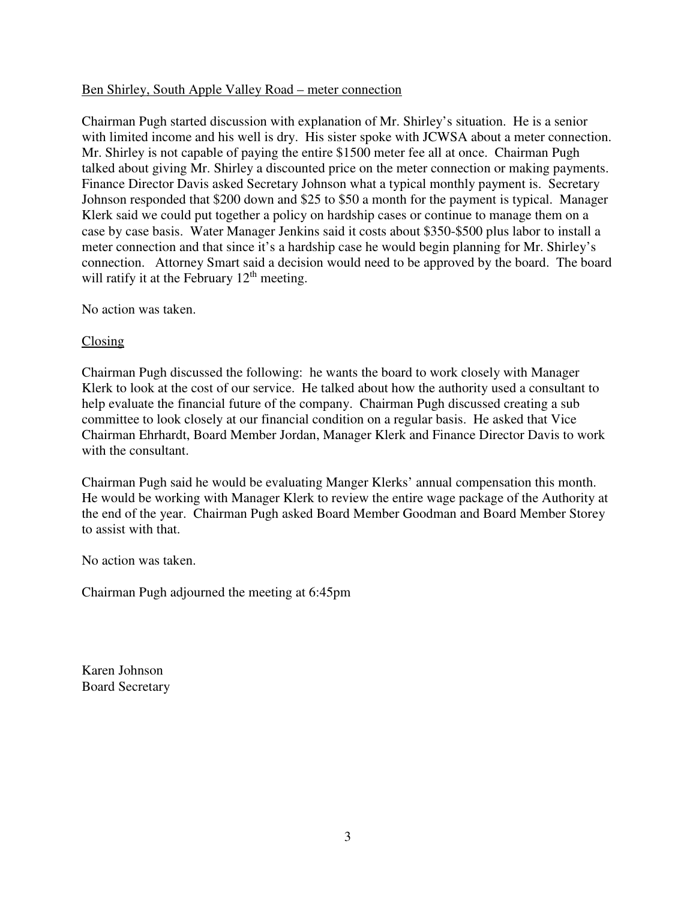<u>Ben Shirley, South Apple Valley Road – meter connection</u>

Chairman Pugh started discussion with explanation of Mr. Shirley's situation. He is a senior with limited income and his well is dry. His sister spoke with JCWSA about a meter connection. Mr. Shirley is not capable of paying the entire $1500 meter fee all at once. Chairman Pugh talked about giving Mr. Shirley a discounted price on the meter connection or making payments. Finance Director Davis asked Secretary Johnson what a typical monthly payment is. Secretary Johnson responded that $200 down and $25 to $50 a month for the payment is typical. Manager Klerk said we could put together a policy on hardship cases or continue to manage them on a case by case basis. Water Manager Jenkins said it costs about $350-$500 plus labor to install a meter connection and that since it's a hardship case he would begin planning for Mr. Shirley's connection. Attorney Smart said a decision would need to be approved by the board. The board will ratify it at the February 12th meeting.

No action was taken.

<u>Closing</u>

Chairman Pugh discussed the following: he wants the board to work closely with Manager Klerk to look at the cost of our service. He talked about how the authority used a consultant to help evaluate the financial future of the company. Chairman Pugh discussed creating a sub committee to look closely at our financial condition on a regular basis. He asked that Vice Chairman Ehrhardt, Board Member Jordan, Manager Klerk and Finance Director Davis to work with the consultant.

Chairman Pugh said he would be evaluating Manger Klerks' annual compensation this month. He would be working with Manager Klerk to review the entire wage package of the Authority at the end of the year. Chairman Pugh asked Board Member Goodman and Board Member Storey to assist with that.

No action was taken.

Chairman Pugh adjourned the meeting at 6:45pm

Karen Johnson
Board Secretary